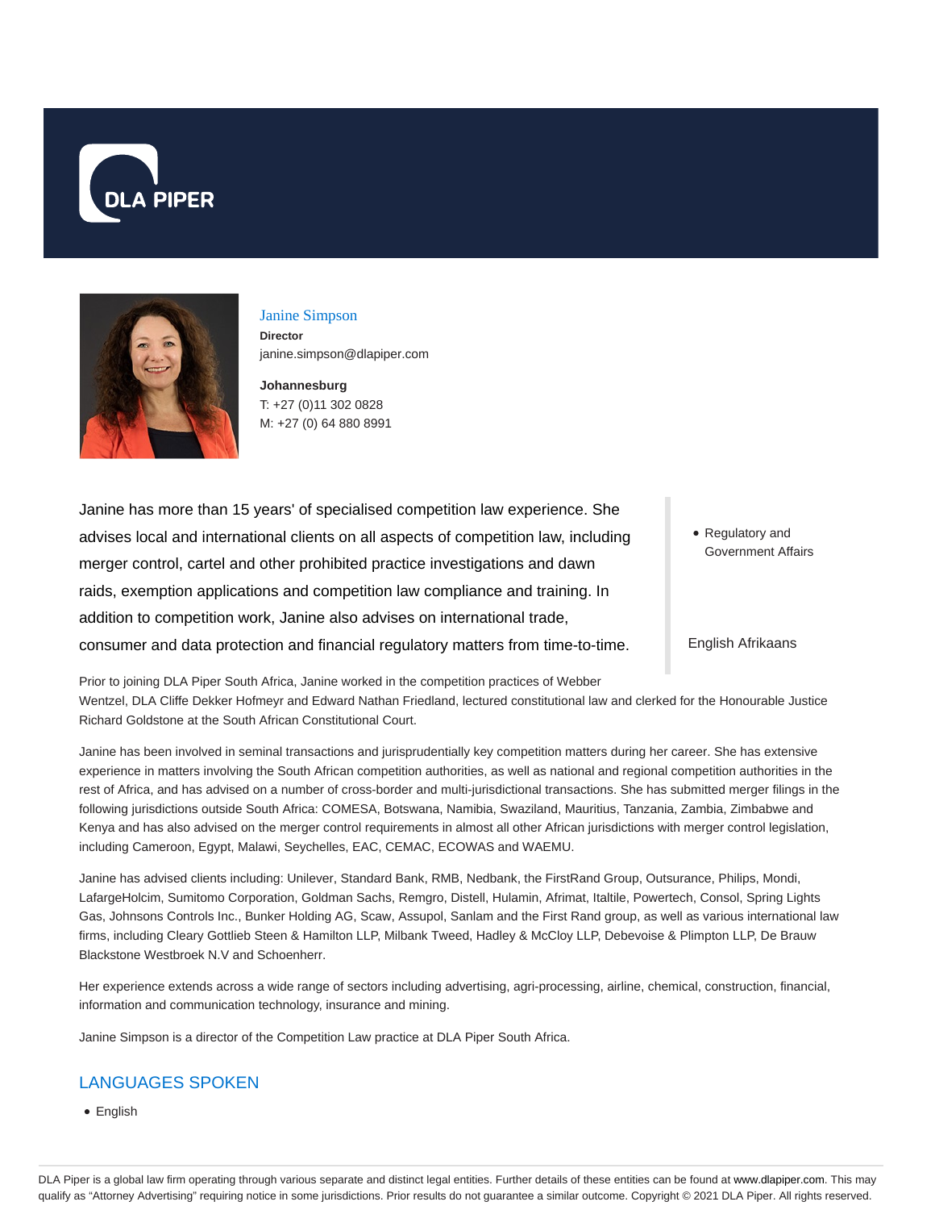DLA PIPER

## Janine Simpson

**Director**

janine.simpson@dlapiper.com

**Johannesburg**

T: +27 (0)11 302 0828

M: +27 (0) 64 880 8991

Janine has more than 15 years' of specialised competition law experience. She advises local and international clients on all aspects of competition law, including merger control, cartel and other prohibited practice investigations and dawn raids, exemption applications and competition law compliance and training. In addition to competition work, Janine also advises on international trade, consumer and data protection and financial regulatory matters from time-to-time.

- Regulatory and Government Affairs

English Afrikaans

Prior to joining DLA Piper South Africa, Janine worked in the competition practices of Webber Wentzel, DLA Cliffe Dekker Hofmeyr and Edward Nathan Friedland, lectured constitutional law and clerked for the Honourable Justice Richard Goldstone at the South African Constitutional Court.

Janine has been involved in seminal transactions and jurisprudentially key competition matters during her career. She has extensive experience in matters involving the South African competition authorities, as well as national and regional competition authorities in the rest of Africa, and has advised on a number of cross-border and multi-jurisdictional transactions. She has submitted merger filings in the following jurisdictions outside South Africa: COMESA, Botswana, Namibia, Swaziland, Mauritius, Tanzania, Zambia, Zimbabwe and Kenya and has also advised on the merger control requirements in almost all other African jurisdictions with merger control legislation, including Cameroon, Egypt, Malawi, Seychelles, EAC, CEMAC, ECOWAS and WAEMU.

Janine has advised clients including: Unilever, Standard Bank, RMB, Nedbank, the FirstRand Group, Outsurance, Philips, Mondi, LafargeHolcim, Sumitomo Corporation, Goldman Sachs, Remgro, Distell, Hulamin, Afrimat, Italtile, Powertech, Consol, Spring Lights Gas, Johnsons Controls Inc., Bunker Holding AG, Scaw, Assupol, Sanlam and the First Rand group, as well as various international law firms, including Cleary Gottlieb Steen & Hamilton LLP, Milbank Tweed, Hadley & McCloy LLP, Debevoise & Plimpton LLP, De Brauw Blackstone Westbroek N.V and Schoenherr.

Her experience extends across a wide range of sectors including advertising, agri-processing, airline, chemical, construction, financial, information and communication technology, insurance and mining.

Janine Simpson is a director of the Competition Law practice at DLA Piper South Africa.

## LANGUAGES SPOKEN

- English

DLA Piper is a global law firm operating through various separate and distinct legal entities. Further details of these entities can be found at www.dlapiper.com. This may qualify as "Attorney Advertising" requiring notice in some jurisdictions. Prior results do not guarantee a similar outcome. Copyright © 2021 DLA Piper. All rights reserved.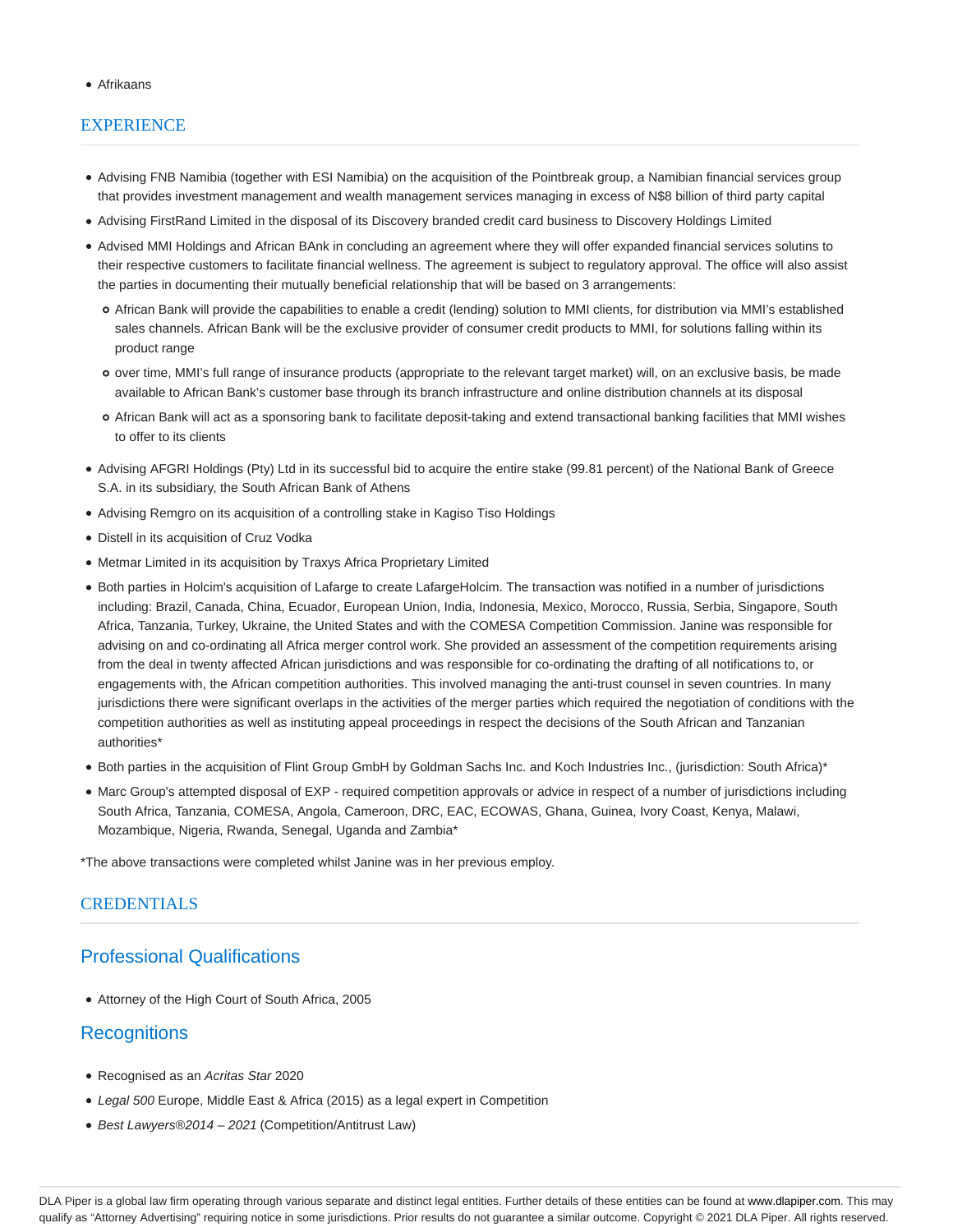- Afrikaans

## EXPERIENCE

- Advising FNB Namibia (together with ESI Namibia) on the acquisition of the Pointbreak group, a Namibian financial services group that provides investment management and wealth management services managing in excess of N$8 billion of third party capital
- Advising FirstRand Limited in the disposal of its Discovery branded credit card business to Discovery Holdings Limited
- Advised MMI Holdings and African BAnk in concluding an agreement where they will offer expanded financial services solutins to their respective customers to facilitate financial wellness. The agreement is subject to regulatory approval. The office will also assist the parties in documenting their mutually beneficial relationship that will be based on 3 arrangements:
  - African Bank will provide the capabilities to enable a credit (lending) solution to MMI clients, for distribution via MMI's established sales channels. African Bank will be the exclusive provider of consumer credit products to MMI, for solutions falling within its product range
  - over time, MMI's full range of insurance products (appropriate to the relevant target market) will, on an exclusive basis, be made available to African Bank's customer base through its branch infrastructure and online distribution channels at its disposal
  - African Bank will act as a sponsoring bank to facilitate deposit-taking and extend transactional banking facilities that MMI wishes to offer to its clients
- Advising AFGRI Holdings (Pty) Ltd in its successful bid to acquire the entire stake (99.81 percent) of the National Bank of Greece S.A. in its subsidiary, the South African Bank of Athens
- Advising Remgro on its acquisition of a controlling stake in Kagiso Tiso Holdings
- Distell in its acquisition of Cruz Vodka
- Metmar Limited in its acquisition by Traxys Africa Proprietary Limited
- Both parties in Holcim's acquisition of Lafarge to create LafargeHolcim. The transaction was notified in a number of jurisdictions including: Brazil, Canada, China, Ecuador, European Union, India, Indonesia, Mexico, Morocco, Russia, Serbia, Singapore, South Africa, Tanzania, Turkey, Ukraine, the United States and with the COMESA Competition Commission. Janine was responsible for advising on and co-ordinating all Africa merger control work. She provided an assessment of the competition requirements arising from the deal in twenty affected African jurisdictions and was responsible for co-ordinating the drafting of all notifications to, or engagements with, the African competition authorities. This involved managing the anti-trust counsel in seven countries. In many jurisdictions there were significant overlaps in the activities of the merger parties which required the negotiation of conditions with the competition authorities as well as instituting appeal proceedings in respect the decisions of the South African and Tanzanian authorities*
- Both parties in the acquisition of Flint Group GmbH by Goldman Sachs Inc. and Koch Industries Inc., (jurisdiction: South Africa)*
- Marc Group's attempted disposal of EXP - required competition approvals or advice in respect of a number of jurisdictions including South Africa, Tanzania, COMESA, Angola, Cameroon, DRC, EAC, ECOWAS, Ghana, Guinea, Ivory Coast, Kenya, Malawi, Mozambique, Nigeria, Rwanda, Senegal, Uganda and Zambia*

*The above transactions were completed whilst Janine was in her previous employ.

## CREDENTIALS

### Professional Qualifications

- Attorney of the High Court of South Africa, 2005

### Recognitions

- Recognised as an *Acritas Star* 2020
- *Legal 500* Europe, Middle East & Africa (2015) as a legal expert in Competition
- *Best Lawyers®2014 – 2021* (Competition/Antitrust Law)

DLA Piper is a global law firm operating through various separate and distinct legal entities. Further details of these entities can be found at www.dlapiper.com. This may qualify as "Attorney Advertising" requiring notice in some jurisdictions. Prior results do not guarantee a similar outcome. Copyright © 2021 DLA Piper. All rights reserved.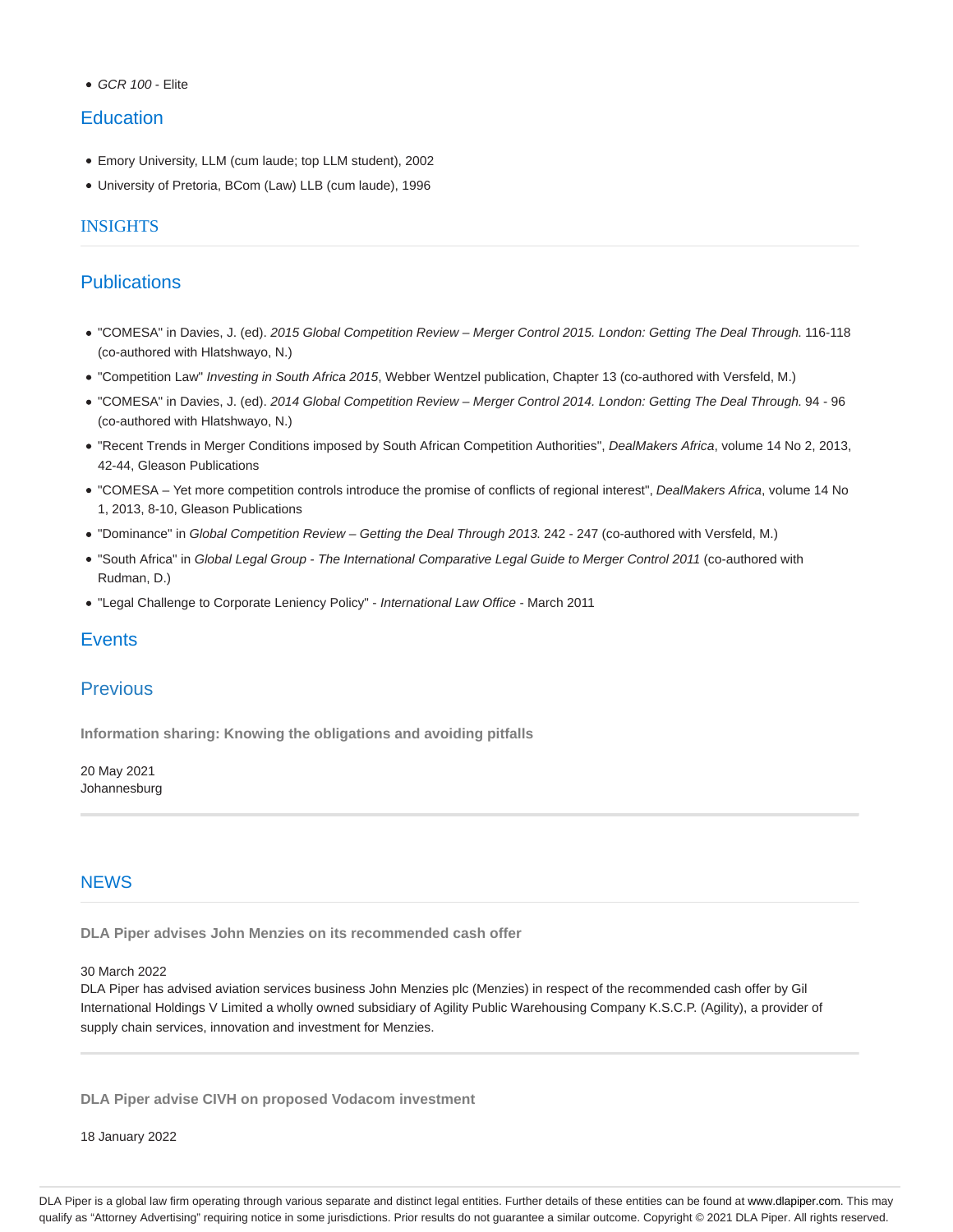- *GCR 100* - Elite

## Education

- Emory University, LLM (cum laude; top LLM student), 2002
- University of Pretoria, BCom (Law) LLB (cum laude), 1996

## INSIGHTS

## Publications

- "COMESA" in Davies, J. (ed). *2015 Global Competition Review – Merger Control 2015. London: Getting The Deal Through.* 116-118 (co-authored with Hlatshwayo, N.)
- "Competition Law" *Investing in South Africa 2015*, Webber Wentzel publication, Chapter 13 (co-authored with Versfeld, M.)
- "COMESA" in Davies, J. (ed). *2014 Global Competition Review – Merger Control 2014. London: Getting The Deal Through.* 94 - 96 (co-authored with Hlatshwayo, N.)
- "Recent Trends in Merger Conditions imposed by South African Competition Authorities", *DealMakers Africa*, volume 14 No 2, 2013, 42-44, Gleason Publications
- "COMESA – Yet more competition controls introduce the promise of conflicts of regional interest", *DealMakers Africa*, volume 14 No 1, 2013, 8-10, Gleason Publications
- "Dominance" in *Global Competition Review – Getting the Deal Through 2013.* 242 - 247 (co-authored with Versfeld, M.)
- "South Africa" in *Global Legal Group - The International Comparative Legal Guide to Merger Control 2011* (co-authored with Rudman, D.)
- "Legal Challenge to Corporate Leniency Policy" - *International Law Office* - March 2011

## Events

## Previous

**Information sharing: Knowing the obligations and avoiding pitfalls**

20 May 2021
Johannesburg

## NEWS

**DLA Piper advises John Menzies on its recommended cash offer**

30 March 2022
DLA Piper has advised aviation services business John Menzies plc (Menzies) in respect of the recommended cash offer by Gil International Holdings V Limited a wholly owned subsidiary of Agility Public Warehousing Company K.S.C.P. (Agility), a provider of supply chain services, innovation and investment for Menzies.

**DLA Piper advise CIVH on proposed Vodacom investment**

18 January 2022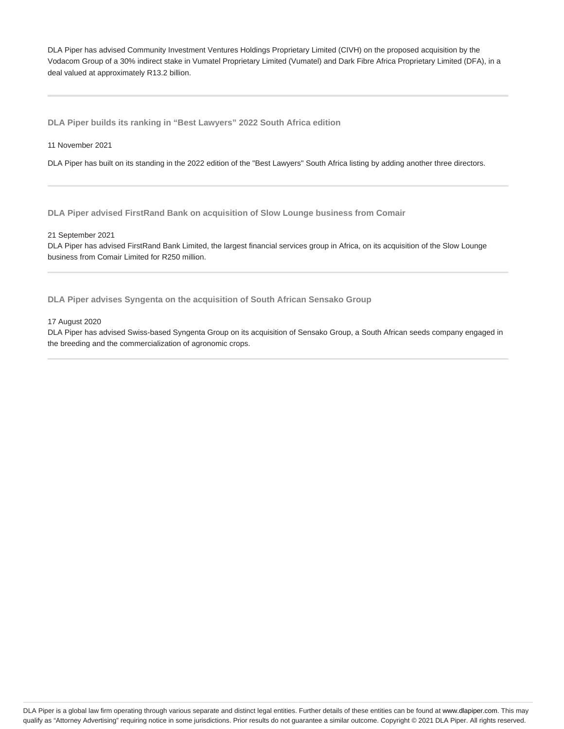DLA Piper has advised Community Investment Ventures Holdings Proprietary Limited (CIVH) on the proposed acquisition by the Vodacom Group of a 30% indirect stake in Vumatel Proprietary Limited (Vumatel) and Dark Fibre Africa Proprietary Limited (DFA), in a deal valued at approximately R13.2 billion.

---

### DLA Piper builds its ranking in "Best Lawyers" 2022 South Africa edition

11 November 2021

DLA Piper has built on its standing in the 2022 edition of the "Best Lawyers" South Africa listing by adding another three directors.

---

### DLA Piper advised FirstRand Bank on acquisition of Slow Lounge business from Comair

21 September 2021

DLA Piper has advised FirstRand Bank Limited, the largest financial services group in Africa, on its acquisition of the Slow Lounge business from Comair Limited for R250 million.

---

### DLA Piper advises Syngenta on the acquisition of South African Sensako Group

17 August 2020

DLA Piper has advised Swiss-based Syngenta Group on its acquisition of Sensako Group, a South African seeds company engaged in the breeding and the commercialization of agronomic crops.

---

DLA Piper is a global law firm operating through various separate and distinct legal entities. Further details of these entities can be found at www.dlapiper.com. This may qualify as "Attorney Advertising" requiring notice in some jurisdictions. Prior results do not guarantee a similar outcome. Copyright © 2021 DLA Piper. All rights reserved.